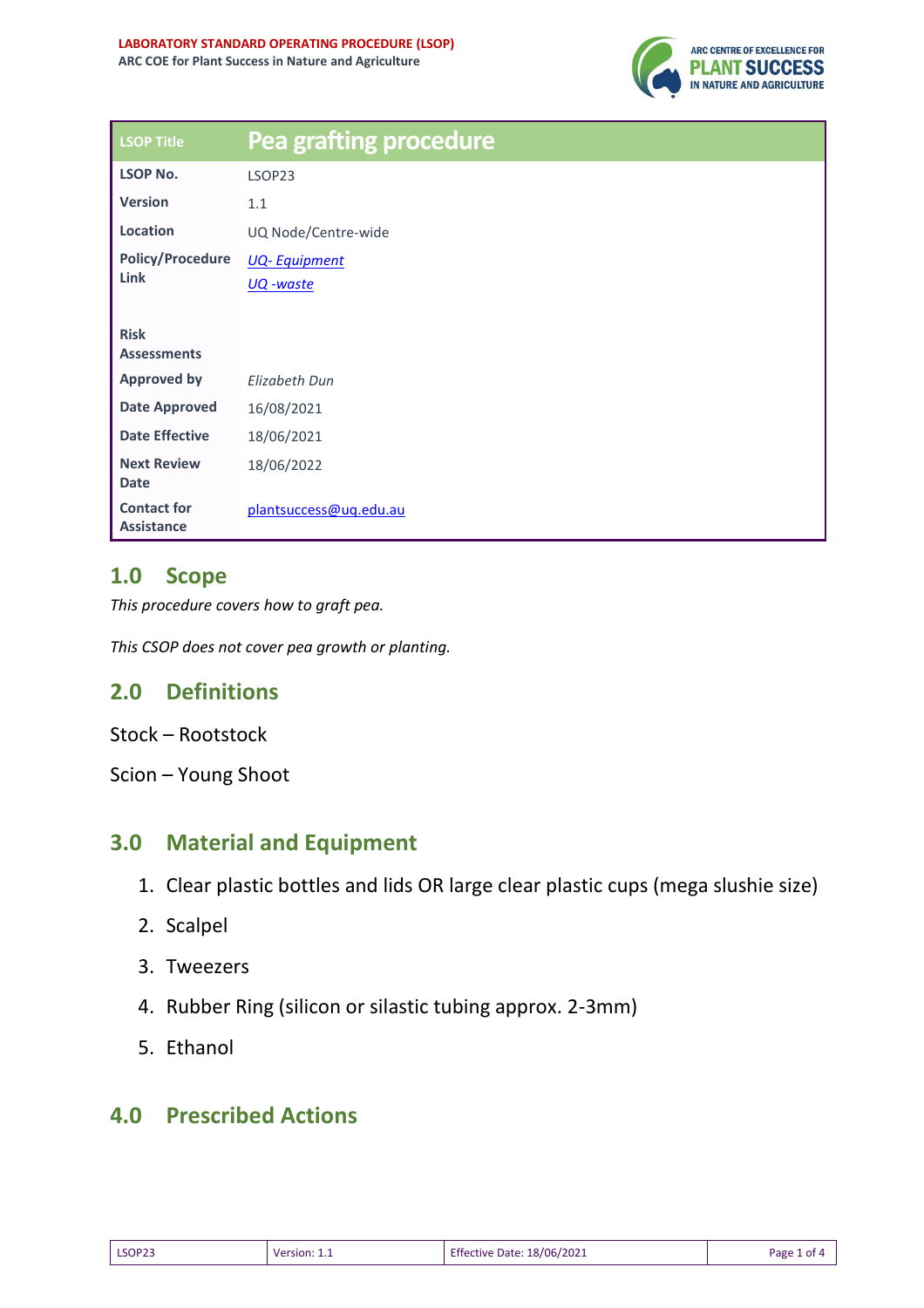**LABORATORY STANDARD OPERATING PROCEDURE (LSOP)**
**ARC COE for Plant Success in Nature and Agriculture**

| LSOP Title | Pea grafting procedure |
| --- | --- |
| **LSOP No.** | LSOP23 |
| **Version** | 1.1 |
| **Location** | UQ Node/Centre-wide |
| **Policy/Procedure Link** | *UQ- Equipment*<br>*UQ -waste* |
| **Risk Assessments** | |
| **Approved by** | *Elizabeth Dun* |
| **Date Approved** | 16/08/2021 |
| **Date Effective** | 18/06/2021 |
| **Next Review Date** | 18/06/2022 |
| **Contact for Assistance** | plantsuccess@uq.edu.au |

## 1.0 Scope

*This procedure covers how to graft pea.*

*This CSOP does not cover pea growth or planting.*

## 2.0 Definitions

Stock – Rootstock

Scion – Young Shoot

## 3.0 Material and Equipment

1. Clear plastic bottles and lids OR large clear plastic cups (mega slushie size)
2. Scalpel
3. Tweezers
4. Rubber Ring (silicon or silastic tubing approx. 2-3mm)
5. Ethanol

## 4.0 Prescribed Actions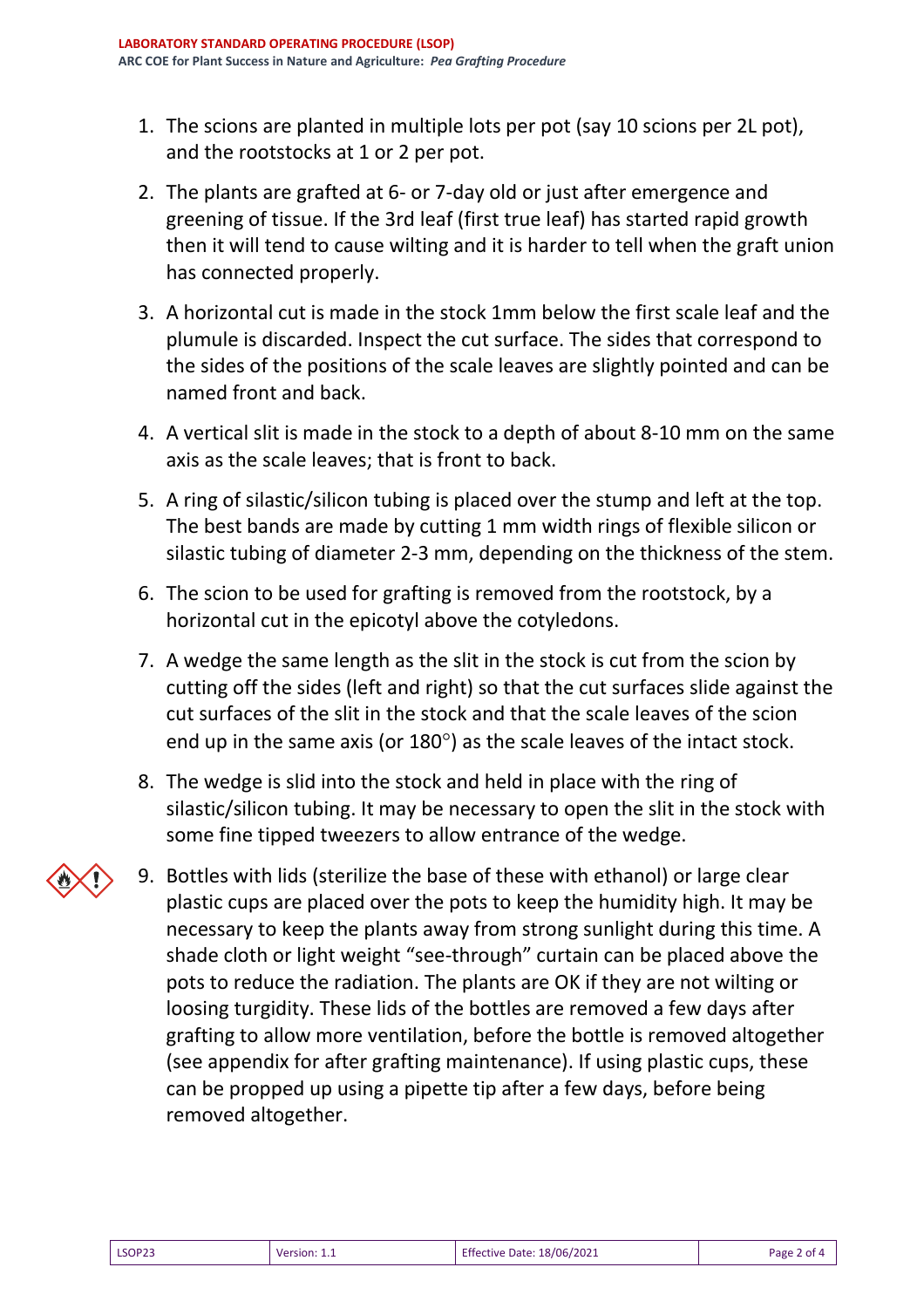1. The scions are planted in multiple lots per pot (say 10 scions per 2L pot), and the rootstocks at 1 or 2 per pot.
2. The plants are grafted at 6- or 7-day old or just after emergence and greening of tissue. If the 3rd leaf (first true leaf) has started rapid growth then it will tend to cause wilting and it is harder to tell when the graft union has connected properly.
3. A horizontal cut is made in the stock 1mm below the first scale leaf and the plumule is discarded. Inspect the cut surface. The sides that correspond to the sides of the positions of the scale leaves are slightly pointed and can be named front and back.
4. A vertical slit is made in the stock to a depth of about 8-10 mm on the same axis as the scale leaves; that is front to back.
5. A ring of silastic/silicon tubing is placed over the stump and left at the top. The best bands are made by cutting 1 mm width rings of flexible silicon or silastic tubing of diameter 2-3 mm, depending on the thickness of the stem.
6. The scion to be used for grafting is removed from the rootstock, by a horizontal cut in the epicotyl above the cotyledons.
7. A wedge the same length as the slit in the stock is cut from the scion by cutting off the sides (left and right) so that the cut surfaces slide against the cut surfaces of the slit in the stock and that the scale leaves of the scion end up in the same axis (or 180°) as the scale leaves of the intact stock.
8. The wedge is slid into the stock and held in place with the ring of silastic/silicon tubing. It may be necessary to open the slit in the stock with some fine tipped tweezers to allow entrance of the wedge.
9. Bottles with lids (sterilize the base of these with ethanol) or large clear plastic cups are placed over the pots to keep the humidity high. It may be necessary to keep the plants away from strong sunlight during this time. A shade cloth or light weight "see-through" curtain can be placed above the pots to reduce the radiation. The plants are OK if they are not wilting or loosing turgidity. These lids of the bottles are removed a few days after grafting to allow more ventilation, before the bottle is removed altogether (see appendix for after grafting maintenance). If using plastic cups, these can be propped up using a pipette tip after a few days, before being removed altogether.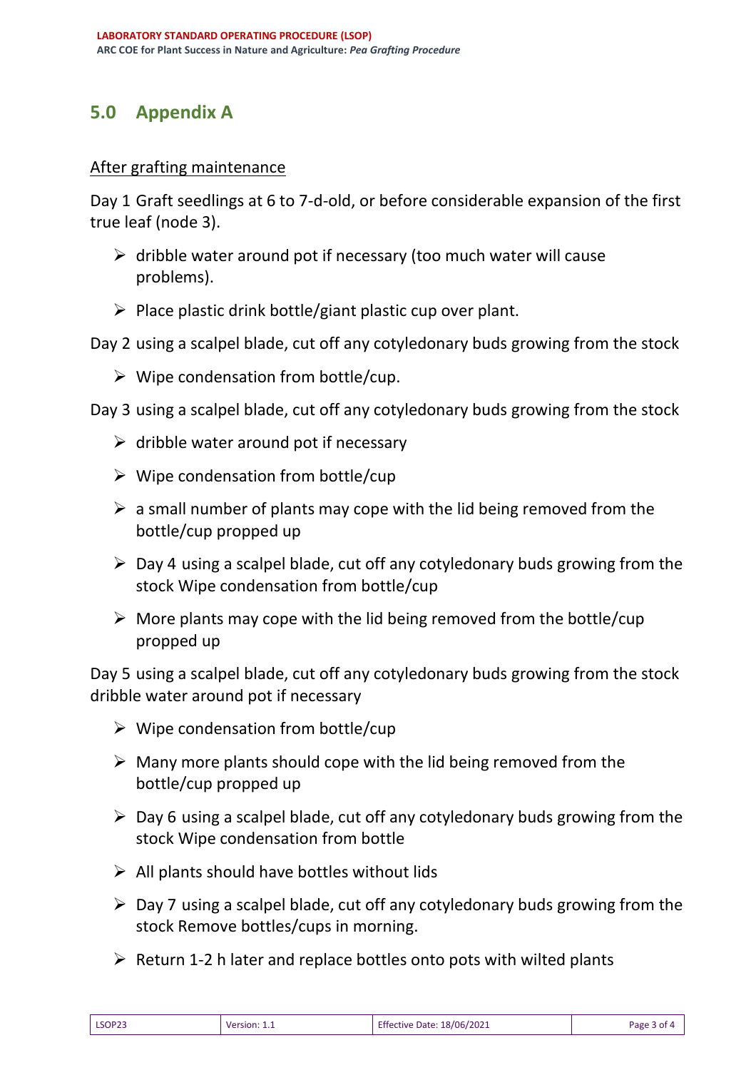## 5.0 Appendix A

After grafting maintenance

Day 1 Graft seedlings at 6 to 7-d-old, or before considerable expansion of the first true leaf (node 3).

- dribble water around pot if necessary (too much water will cause problems).
- Place plastic drink bottle/giant plastic cup over plant.

Day 2 using a scalpel blade, cut off any cotyledonary buds growing from the stock

- Wipe condensation from bottle/cup.

Day 3 using a scalpel blade, cut off any cotyledonary buds growing from the stock

- dribble water around pot if necessary
- Wipe condensation from bottle/cup
- a small number of plants may cope with the lid being removed from the bottle/cup propped up
- Day 4 using a scalpel blade, cut off any cotyledonary buds growing from the stock Wipe condensation from bottle/cup
- More plants may cope with the lid being removed from the bottle/cup propped up

Day 5 using a scalpel blade, cut off any cotyledonary buds growing from the stock dribble water around pot if necessary

- Wipe condensation from bottle/cup
- Many more plants should cope with the lid being removed from the bottle/cup propped up
- Day 6 using a scalpel blade, cut off any cotyledonary buds growing from the stock Wipe condensation from bottle
- All plants should have bottles without lids
- Day 7 using a scalpel blade, cut off any cotyledonary buds growing from the stock Remove bottles/cups in morning.
- Return 1-2 h later and replace bottles onto pots with wilted plants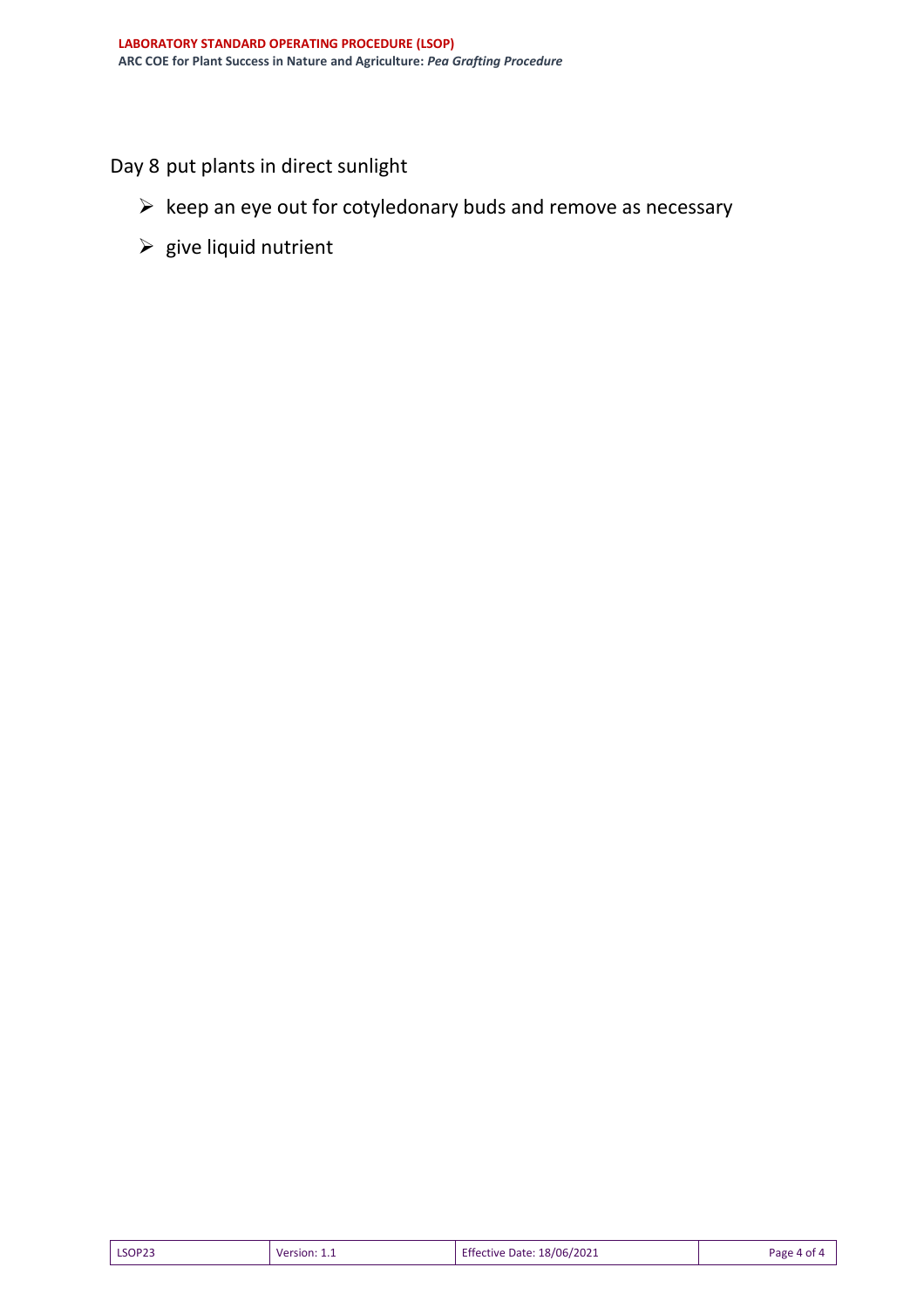Day 8 put plants in direct sunlight

- keep an eye out for cotyledonary buds and remove as necessary
- give liquid nutrient